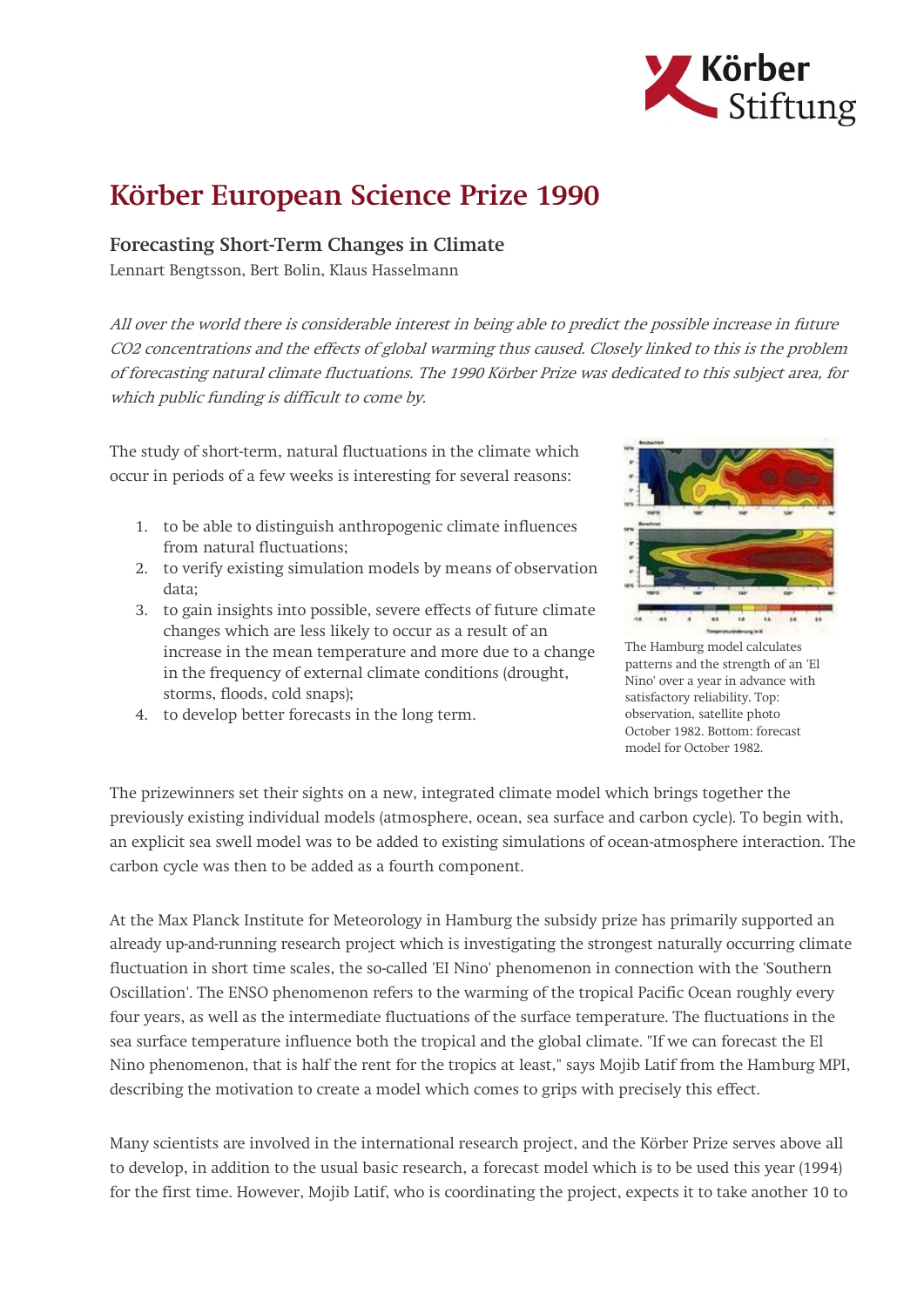# Körber European Science Prize 1990

## Forecasting Short-Term Changes in Climate

Lennart Bengtsson, Bert Bolin, Klaus Hasselmann

*All over the world there is considerable interest in being able to predict the possible increase in future $CO_2$ concentrations and the effects of global warming thus caused. Closely linked to this is the problem of forecasting natural climate fluctuations. The 1990 Körber Prize was dedicated to this subject area, for which public funding is difficult to come by.*

The study of short-term, natural fluctuations in the climate which occur in periods of a few weeks is interesting for several reasons:

1. to be able to distinguish anthropogenic climate influences from natural fluctuations;
2. to verify existing simulation models by means of observation data;
3. to gain insights into possible, severe effects of future climate changes which are less likely to occur as a result of an increase in the mean temperature and more due to a change in the frequency of external climate conditions (drought, storms, floods, cold snaps);
4. to develop better forecasts in the long term.

The Hamburg model calculates patterns and the strength of an 'El Nino' over a year in advance with satisfactory reliability. Top: observation, satellite photo October 1982. Bottom: forecast model for October 1982.

The prizewinners set their sights on a new, integrated climate model which brings together the previously existing individual models (atmosphere, ocean, sea surface and carbon cycle). To begin with, an explicit sea swell model was to be added to existing simulations of ocean-atmosphere interaction. The carbon cycle was then to be added as a fourth component.

At the Max Planck Institute for Meteorology in Hamburg the subsidy prize has primarily supported an already up-and-running research project which is investigating the strongest naturally occurring climate fluctuation in short time scales, the so-called 'El Nino' phenomenon in connection with the 'Southern Oscillation'. The ENSO phenomenon refers to the warming of the tropical Pacific Ocean roughly every four years, as well as the intermediate fluctuations of the surface temperature. The fluctuations in the sea surface temperature influence both the tropical and the global climate. "If we can forecast the El Nino phenomenon, that is half the rent for the tropics at least," says Mojib Latif from the Hamburg MPI, describing the motivation to create a model which comes to grips with precisely this effect.

Many scientists are involved in the international research project, and the Körber Prize serves above all to develop, in addition to the usual basic research, a forecast model which is to be used this year (1994) for the first time. However, Mojib Latif, who is coordinating the project, expects it to take another 10 to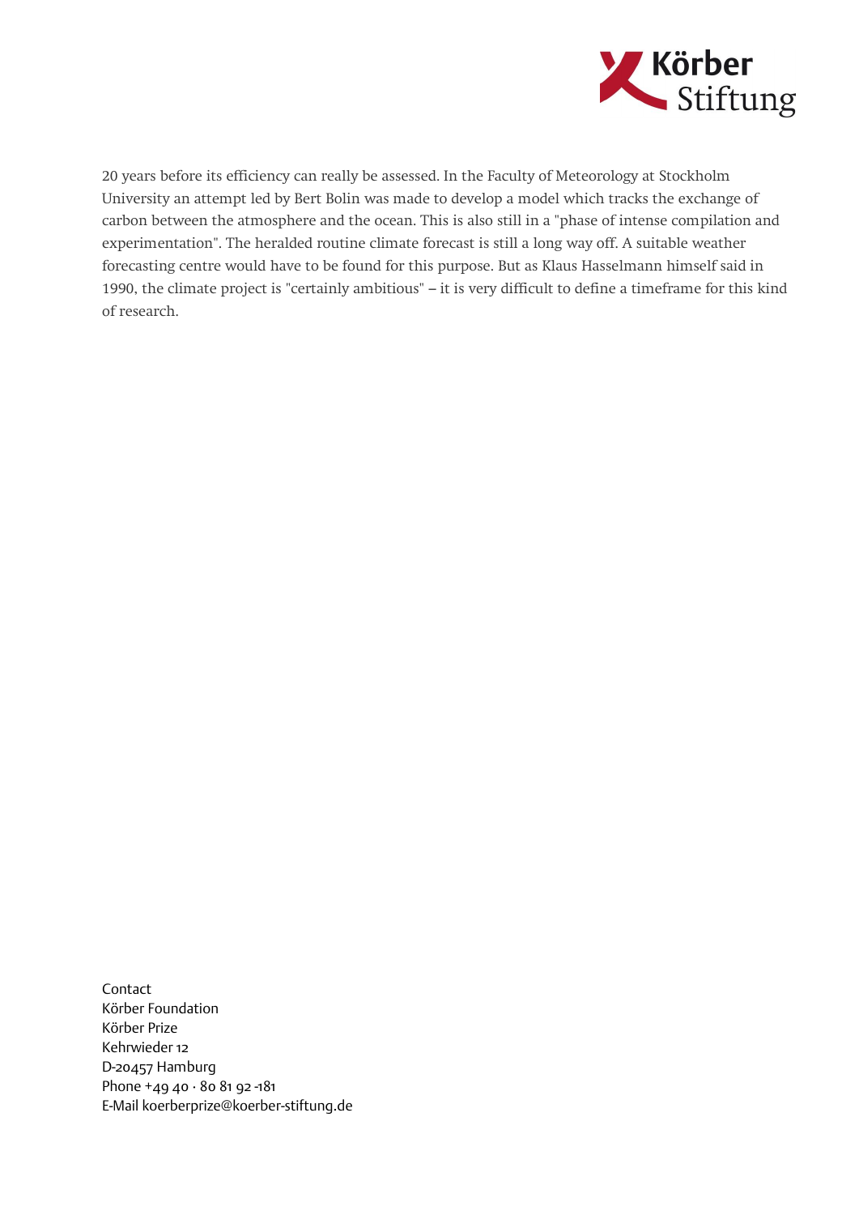20 years before its efficiency can really be assessed. In the Faculty of Meteorology at Stockholm University an attempt led by Bert Bolin was made to develop a model which tracks the exchange of carbon between the atmosphere and the ocean. This is also still in a "phase of intense compilation and experimentation". The heralded routine climate forecast is still a long way off. A suitable weather forecasting centre would have to be found for this purpose. But as Klaus Hasselmann himself said in 1990, the climate project is "certainly ambitious" – it is very difficult to define a timeframe for this kind of research.

Contact
Körber Foundation
Körber Prize
Kehrwieder 12
D-20457 Hamburg
Phone +49 40 · 80 81 92 -181
E-Mail koerberprize@koerber-stiftung.de